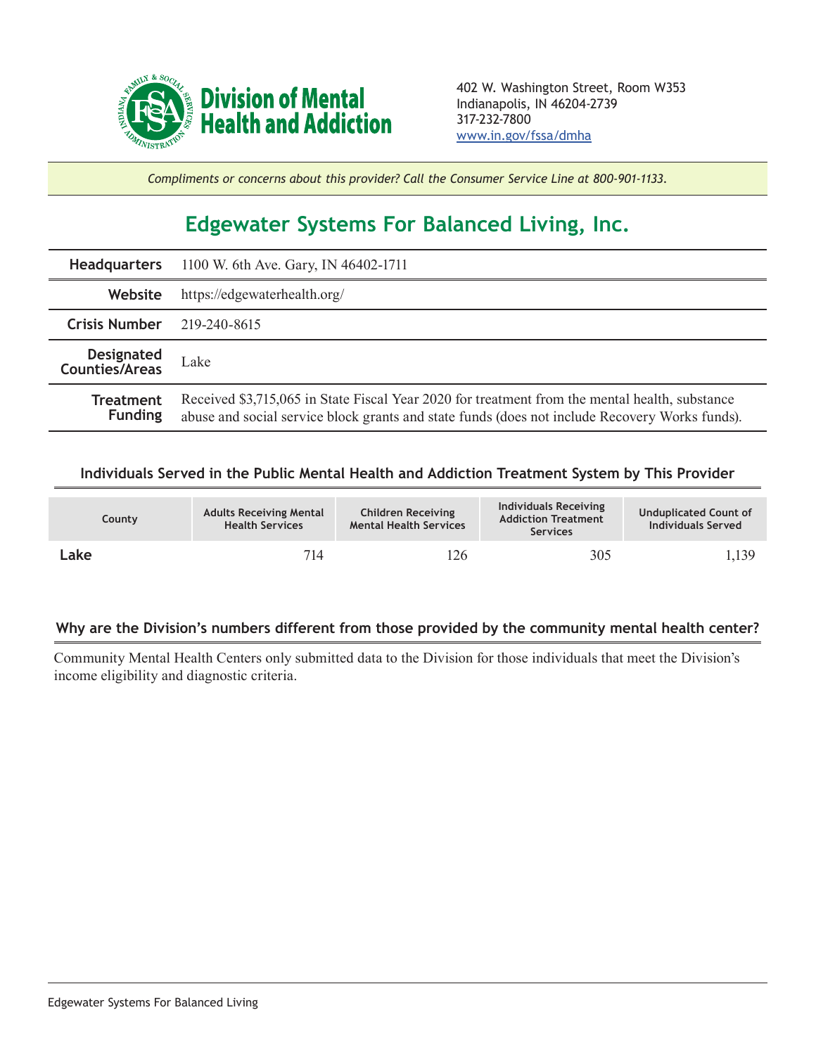**Division of Mental Health and Addiction**

402 W. Washington Street, Room W353
Indianapolis, IN 46204-2739
317-232-7800
www.in.gov/fssa/dmha

*Compliments or concerns about this provider? Call the Consumer Service Line at 800-901-1133.*

# Edgewater Systems For Balanced Living, Inc.

| | |
|---|---|
| **Headquarters** | 1100 W. 6th Ave. Gary, IN 46402-1711 |
| **Website** | https://edgewaterhealth.org/ |
| **Crisis Number** | 219-240-8615 |
| **Designated Counties/Areas** | Lake |
| **Treatment Funding** | Received $3,715,065 in State Fiscal Year 2020 for treatment from the mental health, substance abuse and social service block grants and state funds (does not include Recovery Works funds). |

### Individuals Served in the Public Mental Health and Addiction Treatment System by This Provider

| County | Adults Receiving Mental Health Services | Children Receiving Mental Health Services | Individuals Receiving Addiction Treatment Services | Unduplicated Count of Individuals Served |
|---|---|---|---|---|
| **Lake** | 714 | 126 | 305 | 1,139 |

### Why are the Division's numbers different from those provided by the community mental health center?

Community Mental Health Centers only submitted data to the Division for those individuals that meet the Division's income eligibility and diagnostic criteria.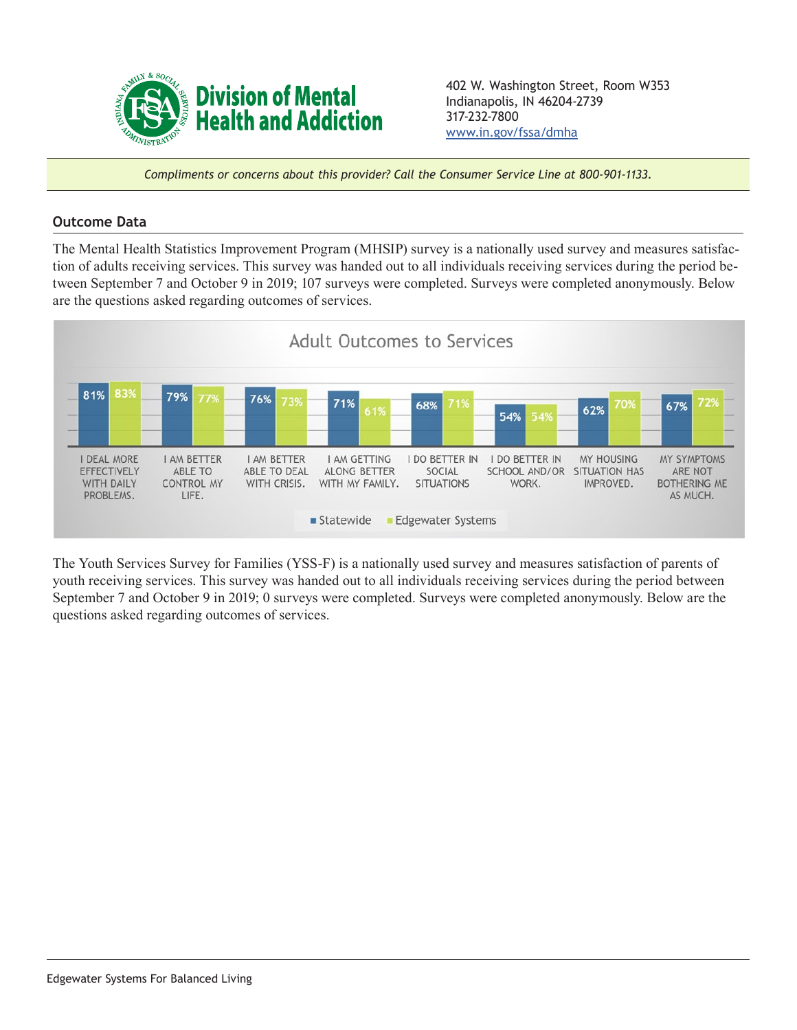**Division of Mental Health and Addiction**

402 W. Washington Street, Room W353
Indianapolis, IN 46204-2739
317-232-7800
www.in.gov/fssa/dmha

*Compliments or concerns about this provider? Call the Consumer Service Line at 800-901-1133.*

## Outcome Data

The Mental Health Statistics Improvement Program (MHSIP) survey is a nationally used survey and measures satisfaction of adults receiving services. This survey was handed out to all individuals receiving services during the period between September 7 and October 9 in 2019; 107 surveys were completed. Surveys were completed anonymously. Below are the questions asked regarding outcomes of services.

Adult Outcomes to Services

I DEAL MORE EFFECTIVELY WITH DAILY PROBLEMS. 81% 83%
I AM BETTER ABLE TO CONTROL MY LIFE. 79% 77%
I AM BETTER ABLE TO DEAL WITH CRISIS. 76% 73%
I AM GETTING ALONG BETTER WITH MY FAMILY. 71% 61%
I DO BETTER IN SOCIAL SITUATIONS 68% 71%
I DO BETTER IN SCHOOL AND/OR WORK. 54% 54%
MY HOUSING SITUATION HAS IMPROVED. 62% 70%
MY SYMPTOMS ARE NOT BOTHERING ME AS MUCH. 67% 72%

Statewide
Edgewater Systems

The Youth Services Survey for Families (YSS-F) is a nationally used survey and measures satisfaction of parents of youth receiving services. This survey was handed out to all individuals receiving services during the period between September 7 and October 9 in 2019; 0 surveys were completed. Surveys were completed anonymously. Below are the questions asked regarding outcomes of services.